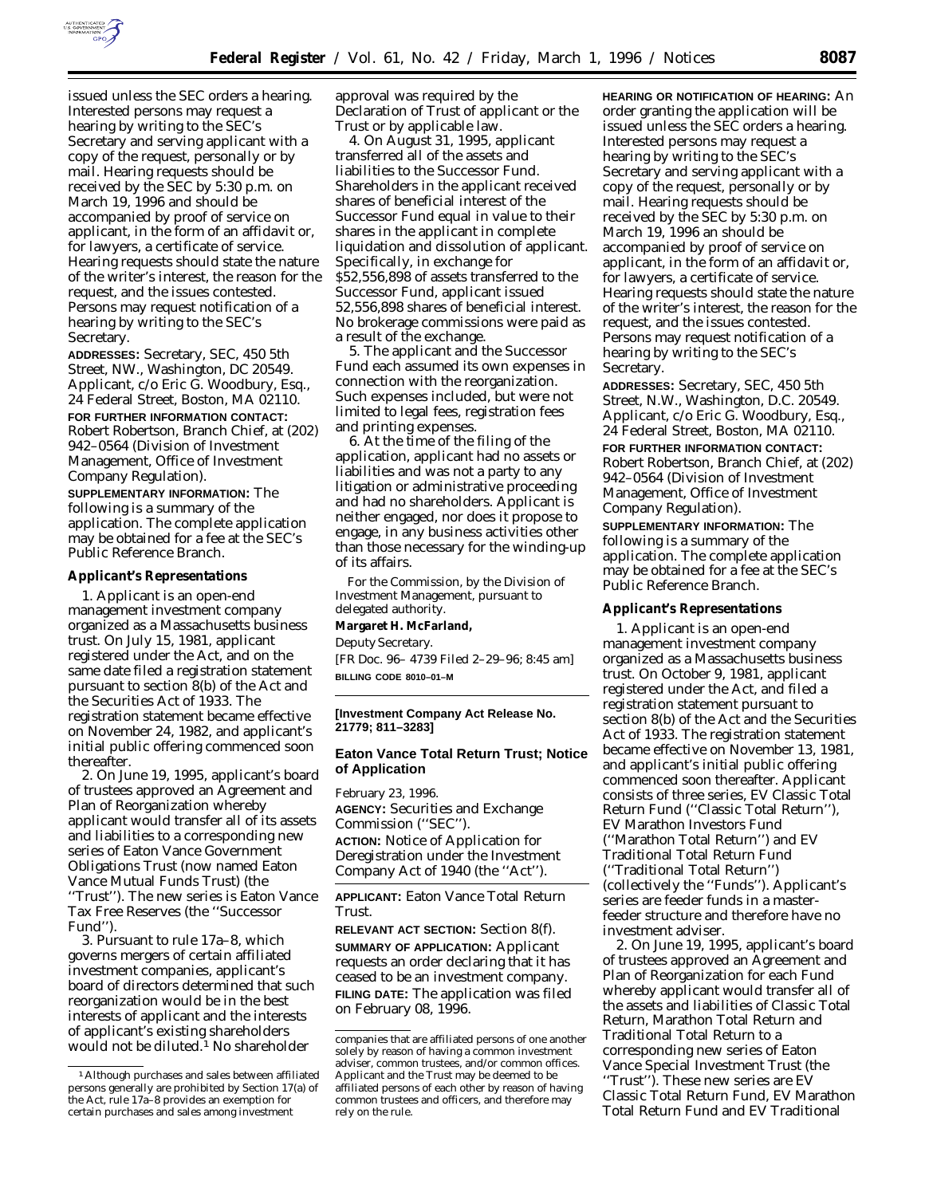issued unless the SEC orders a hearing. Interested persons may request a hearing by writing to the SEC's Secretary and serving applicant with a copy of the request, personally or by mail. Hearing requests should be received by the SEC by 5:30 p.m. on March 19, 1996 and should be accompanied by proof of service on applicant, in the form of an affidavit or, for lawyers, a certificate of service. Hearing requests should state the nature of the writer's interest, the reason for the request, and the issues contested. Persons may request notification of a hearing by writing to the SEC's Secretary.

**ADDRESSES:** Secretary, SEC, 450 5th Street, NW., Washington, DC 20549. Applicant, c/o Eric G. Woodbury, Esq., 24 Federal Street, Boston, MA 02110.

**FOR FURTHER INFORMATION CONTACT:** Robert Robertson, Branch Chief, at (202) 942–0564 (Division of Investment Management, Office of Investment Company Regulation).

**SUPPLEMENTARY INFORMATION:** The following is a summary of the application. The complete application may be obtained for a fee at the SEC's Public Reference Branch.

**Applicant's Representations**

1. Applicant is an open-end management investment company organized as a Massachusetts business trust. On July 15, 1981, applicant registered under the Act, and on the same date filed a registration statement pursuant to section 8(b) of the Act and the Securities Act of 1933. The registration statement became effective on November 24, 1982, and applicant's initial public offering commenced soon thereafter.

2. On June 19, 1995, applicant's board of trustees approved an Agreement and Plan of Reorganization whereby applicant would transfer all of its assets and liabilities to a corresponding new series of Eaton Vance Government Obligations Trust (now named Eaton Vance Mutual Funds Trust) (the "Trust"). The new series is Eaton Vance Tax Free Reserves (the "Successor Fund").

3. Pursuant to rule 17a–8, which governs mergers of certain affiliated investment companies, applicant's board of directors determined that such reorganization would be in the best interests of applicant and the interests of applicant's existing shareholders would not be diluted.[1] No shareholder approval was required by the Declaration of Trust of applicant or the Trust or by applicable law.

4. On August 31, 1995, applicant transferred all of the assets and liabilities to the Successor Fund. Shareholders in the applicant received shares of beneficial interest of the Successor Fund equal in value to their shares in the applicant in complete liquidation and dissolution of applicant. Specifically, in exchange for $52,556,898 of assets transferred to the Successor Fund, applicant issued 52,556,898 shares of beneficial interest. No brokerage commissions were paid as a result of the exchange.

5. The applicant and the Successor Fund each assumed its own expenses in connection with the reorganization. Such expenses included, but were not limited to legal fees, registration fees and printing expenses.

6. At the time of the filing of the application, applicant had no assets or liabilities and was not a party to any litigation or administrative proceeding and had no shareholders. Applicant is neither engaged, nor does it propose to engage, in any business activities other than those necessary for the winding-up of its affairs.

For the Commission, by the Division of Investment Management, pursuant to delegated authority.

**Margaret H. McFarland,**

*Deputy Secretary.*

[FR Doc. 96–4739 Filed 2–29–96; 8:45 am]

**BILLING CODE 8010–01–M**

[1] Although purchases and sales between affiliated persons generally are prohibited by Section 17(a) of the Act, rule 17a–8 provides an exemption for certain purchases and sales among investment companies that are affiliated persons of one another solely by reason of having a common investment adviser, common trustees, and/or common offices. Applicant and the Trust may be deemed to be affiliated persons of each other by reason of having common trustees and officers, and therefore may rely on the rule.

---

**[Investment Company Act Release No. 21779; 811–3283]**

## Eaton Vance Total Return Trust; Notice of Application

February 23, 1996.

**AGENCY:** Securities and Exchange Commission ("SEC").

**ACTION:** Notice of Application for Deregistration under the Investment Company Act of 1940 (the "Act").

**APPLICANT:** Eaton Vance Total Return Trust.

**RELEVANT ACT SECTION:** Section 8(f).

**SUMMARY OF APPLICATION:** Applicant requests an order declaring that it has ceased to be an investment company.

**FILING DATE:** The application was filed on February 08, 1996.

**HEARING OR NOTIFICATION OF HEARING:** An order granting the application will be issued unless the SEC orders a hearing. Interested persons may request a hearing by writing to the SEC's Secretary and serving applicant with a copy of the request, personally or by mail. Hearing requests should be received by the SEC by 5:30 p.m. on March 19, 1996 an should be accompanied by proof of service on applicant, in the form of an affidavit or, for lawyers, a certificate of service. Hearing requests should state the nature of the writer's interest, the reason for the request, and the issues contested. Persons may request notification of a hearing by writing to the SEC's Secretary.

**ADDRESSES:** Secretary, SEC, 450 5th Street, N.W., Washington, D.C. 20549. Applicant, c/o Eric G. Woodbury, Esq., 24 Federal Street, Boston, MA 02110.

**FOR FURTHER INFORMATION CONTACT:** Robert Robertson, Branch Chief, at (202) 942–0564 (Division of Investment Management, Office of Investment Company Regulation).

**SUPPLEMENTARY INFORMATION:** The following is a summary of the application. The complete application may be obtained for a fee at the SEC's Public Reference Branch.

**Applicant's Representations**

1. Applicant is an open-end management investment company organized as a Massachusetts business trust. On October 9, 1981, applicant registered under the Act, and filed a registration statement pursuant to section 8(b) of the Act and the Securities Act of 1933. The registration statement became effective on November 13, 1981, and applicant's initial public offering commenced soon thereafter. Applicant consists of three series, EV Classic Total Return Fund ("Classic Total Return"), EV Marathon Investors Fund ("Marathon Total Return") and EV Traditional Total Return Fund ("Traditional Total Return") (collectively the "Funds"). Applicant's series are feeder funds in a master-feeder structure and therefore have no investment adviser.

2. On June 19, 1995, applicant's board of trustees approved an Agreement and Plan of Reorganization for each Fund whereby applicant would transfer all of the assets and liabilities of Classic Total Return, Marathon Total Return and Traditional Total Return to a corresponding new series of Eaton Vance Special Investment Trust (the "Trust"). These new series are EV Classic Total Return Fund, EV Marathon Total Return Fund and EV Traditional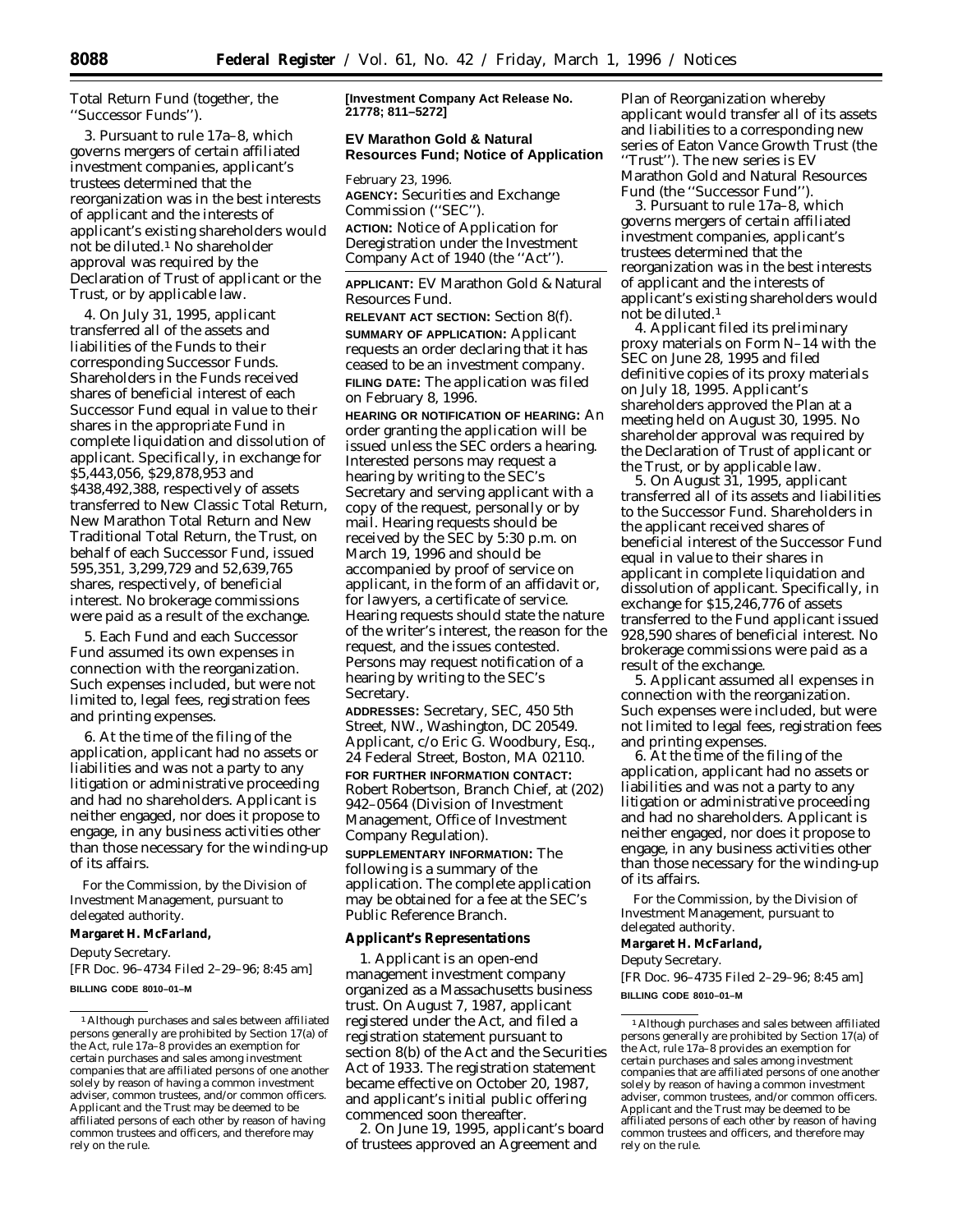Total Return Fund (together, the ''Successor Funds'').

3. Pursuant to rule 17a–8, which governs mergers of certain affiliated investment companies, applicant's trustees determined that the reorganization was in the best interests of applicant and the interests of applicant's existing shareholders would not be diluted.[1] No shareholder approval was required by the Declaration of Trust of applicant or the Trust, or by applicable law.

4. On July 31, 1995, applicant transferred all of the assets and liabilities of the Funds to their corresponding Successor Funds. Shareholders in the Funds received shares of beneficial interest of each Successor Fund equal in value to their shares in the appropriate Fund in complete liquidation and dissolution of applicant. Specifically, in exchange for $5,443,056, $29,878,953 and $438,492,388, respectively of assets transferred to New Classic Total Return, New Marathon Total Return and New Traditional Total Return, the Trust, on behalf of each Successor Fund, issued 595,351, 3,299,729 and 52,639,765 shares, respectively, of beneficial interest. No brokerage commissions were paid as a result of the exchange.

5. Each Fund and each Successor Fund assumed its own expenses in connection with the reorganization. Such expenses included, but were not limited to, legal fees, registration fees and printing expenses.

6. At the time of the filing of the application, applicant had no assets or liabilities and was not a party to any litigation or administrative proceeding and had no shareholders. Applicant is neither engaged, nor does it propose to engage, in any business activities other than those necessary for the winding-up of its affairs.

For the Commission, by the Division of Investment Management, pursuant to delegated authority.

**Margaret H. McFarland,**

*Deputy Secretary.*

[FR Doc. 96–4734 Filed 2–29–96; 8:45 am]

**BILLING CODE 8010–01–M**

[1] Although purchases and sales between affiliated persons generally are prohibited by Section 17(a) of the Act, rule 17a–8 provides an exemption for certain purchases and sales among investment companies that are affiliated persons of one another solely by reason of having a common investment adviser, common trustees, and/or common officers. Applicant and the Trust may be deemed to be affiliated persons of each other by reason of having common trustees and officers, and therefore may rely on the rule.

**[Investment Company Act Release No. 21778; 811–5272]**

## EV Marathon Gold & Natural Resources Fund; Notice of Application

February 23, 1996.

**AGENCY:** Securities and Exchange Commission (''SEC'').

**ACTION:** Notice of Application for Deregistration under the Investment Company Act of 1940 (the ''Act'').

**APPLICANT:** EV Marathon Gold & Natural Resources Fund.

**RELEVANT ACT SECTION:** Section 8(f).

**SUMMARY OF APPLICATION:** Applicant requests an order declaring that it has ceased to be an investment company.

**FILING DATE:** The application was filed on February 8, 1996.

**HEARING OR NOTIFICATION OF HEARING:** An order granting the application will be issued unless the SEC orders a hearing. Interested persons may request a hearing by writing to the SEC's Secretary and serving applicant with a copy of the request, personally or by mail. Hearing requests should be received by the SEC by 5:30 p.m. on March 19, 1996 and should be accompanied by proof of service on applicant, in the form of an affidavit or, for lawyers, a certificate of service. Hearing requests should state the nature of the writer's interest, the reason for the request, and the issues contested. Persons may request notification of a hearing by writing to the SEC's Secretary.

**ADDRESSES:** Secretary, SEC, 450 5th Street, NW., Washington, DC 20549. Applicant, c/o Eric G. Woodbury, Esq., 24 Federal Street, Boston, MA 02110.

**FOR FURTHER INFORMATION CONTACT:** Robert Robertson, Branch Chief, at (202) 942–0564 (Division of Investment Management, Office of Investment Company Regulation).

**SUPPLEMENTARY INFORMATION:** The following is a summary of the application. The complete application may be obtained for a fee at the SEC's Public Reference Branch.

### Applicant's Representations

1. Applicant is an open-end management investment company organized as a Massachusetts business trust. On August 7, 1987, applicant registered under the Act, and filed a registration statement pursuant to section 8(b) of the Act and the Securities Act of 1933. The registration statement became effective on October 20, 1987, and applicant's initial public offering commenced soon thereafter.

2. On June 19, 1995, applicant's board of trustees approved an Agreement and Plan of Reorganization whereby applicant would transfer all of its assets and liabilities to a corresponding new series of Eaton Vance Growth Trust (the ''Trust''). The new series is EV Marathon Gold and Natural Resources Fund (the ''Successor Fund'').

3. Pursuant to rule 17a–8, which governs mergers of certain affiliated investment companies, applicant's trustees determined that the reorganization was in the best interests of applicant and the interests of applicant's existing shareholders would not be diluted.[1]

4. Applicant filed its preliminary proxy materials on Form N–14 with the SEC on June 28, 1995 and filed definitive copies of its proxy materials on July 18, 1995. Applicant's shareholders approved the Plan at a meeting held on August 30, 1995. No shareholder approval was required by the Declaration of Trust of applicant or the Trust, or by applicable law.

5. On August 31, 1995, applicant transferred all of its assets and liabilities to the Successor Fund. Shareholders in the applicant received shares of beneficial interest of the Successor Fund equal in value to their shares in applicant in complete liquidation and dissolution of applicant. Specifically, in exchange for $15,246,776 of assets transferred to the Fund applicant issued 928,590 shares of beneficial interest. No brokerage commissions were paid as a result of the exchange.

5. Applicant assumed all expenses in connection with the reorganization. Such expenses were included, but were not limited to legal fees, registration fees and printing expenses.

6. At the time of the filing of the application, applicant had no assets or liabilities and was not a party to any litigation or administrative proceeding and had no shareholders. Applicant is neither engaged, nor does it propose to engage, in any business activities other than those necessary for the winding-up of its affairs.

For the Commission, by the Division of Investment Management, pursuant to delegated authority.

**Margaret H. McFarland,**

*Deputy Secretary.*

[FR Doc. 96–4735 Filed 2–29–96; 8:45 am]

**BILLING CODE 8010–01–M**

[1] Although purchases and sales between affiliated persons generally are prohibited by Section 17(a) of the Act, rule 17a–8 provides an exemption for certain purchases and sales among investment companies that are affiliated persons of one another solely by reason of having a common investment adviser, common trustees, and/or common officers. Applicant and the Trust may be deemed to be affiliated persons of each other by reason of having common trustees and officers, and therefore may rely on the rule.